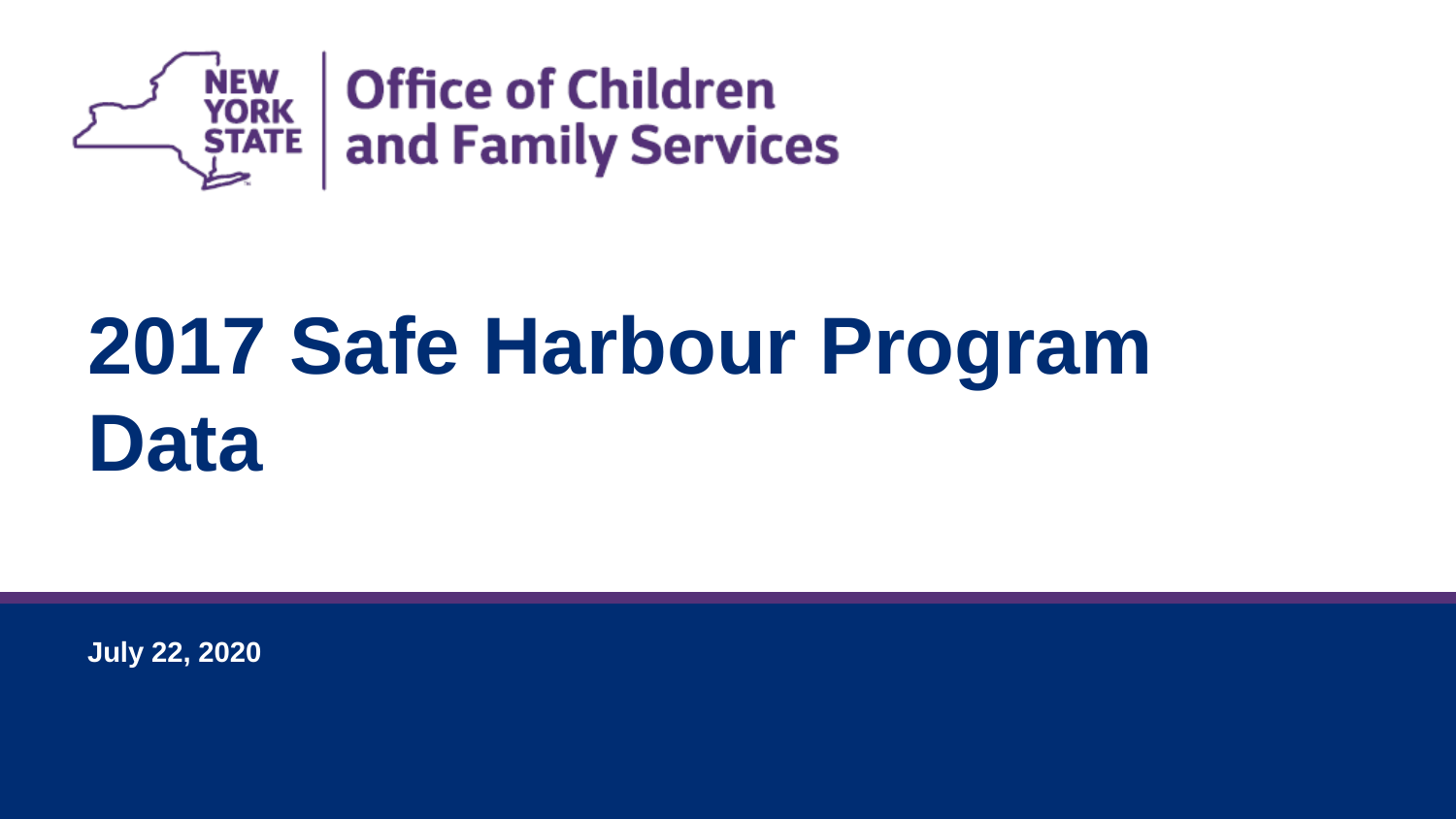New York State Office of Children and Family Services

# 2017 Safe Harbour Program Data

July 22, 2020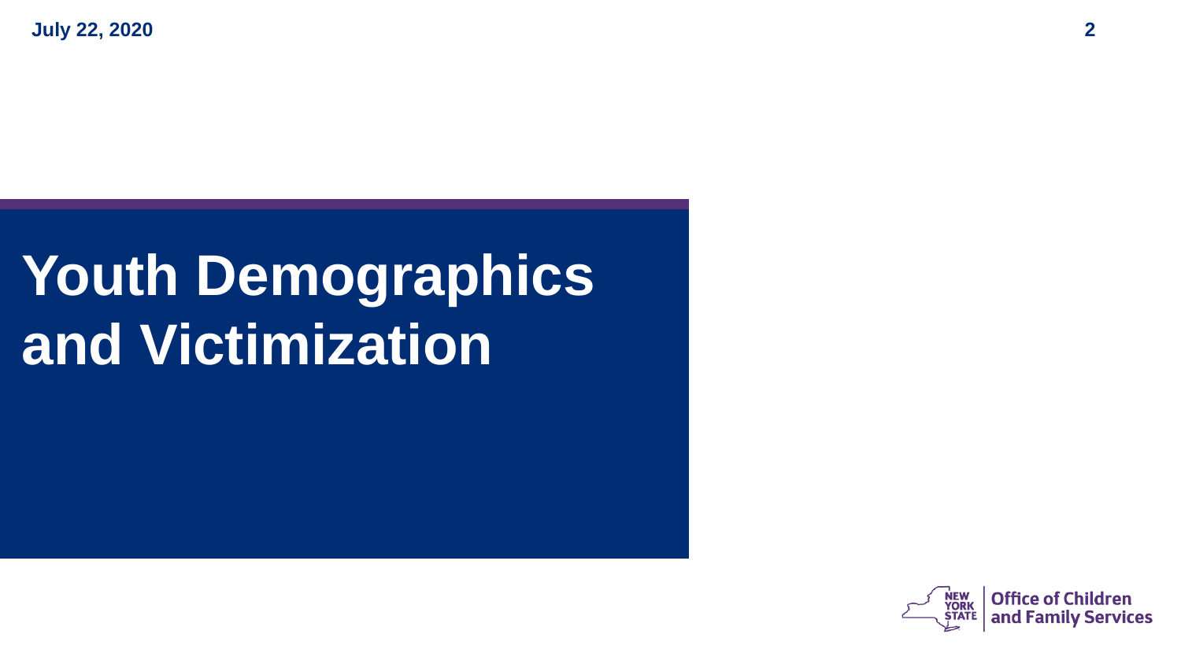# Youth Demographics and Victimization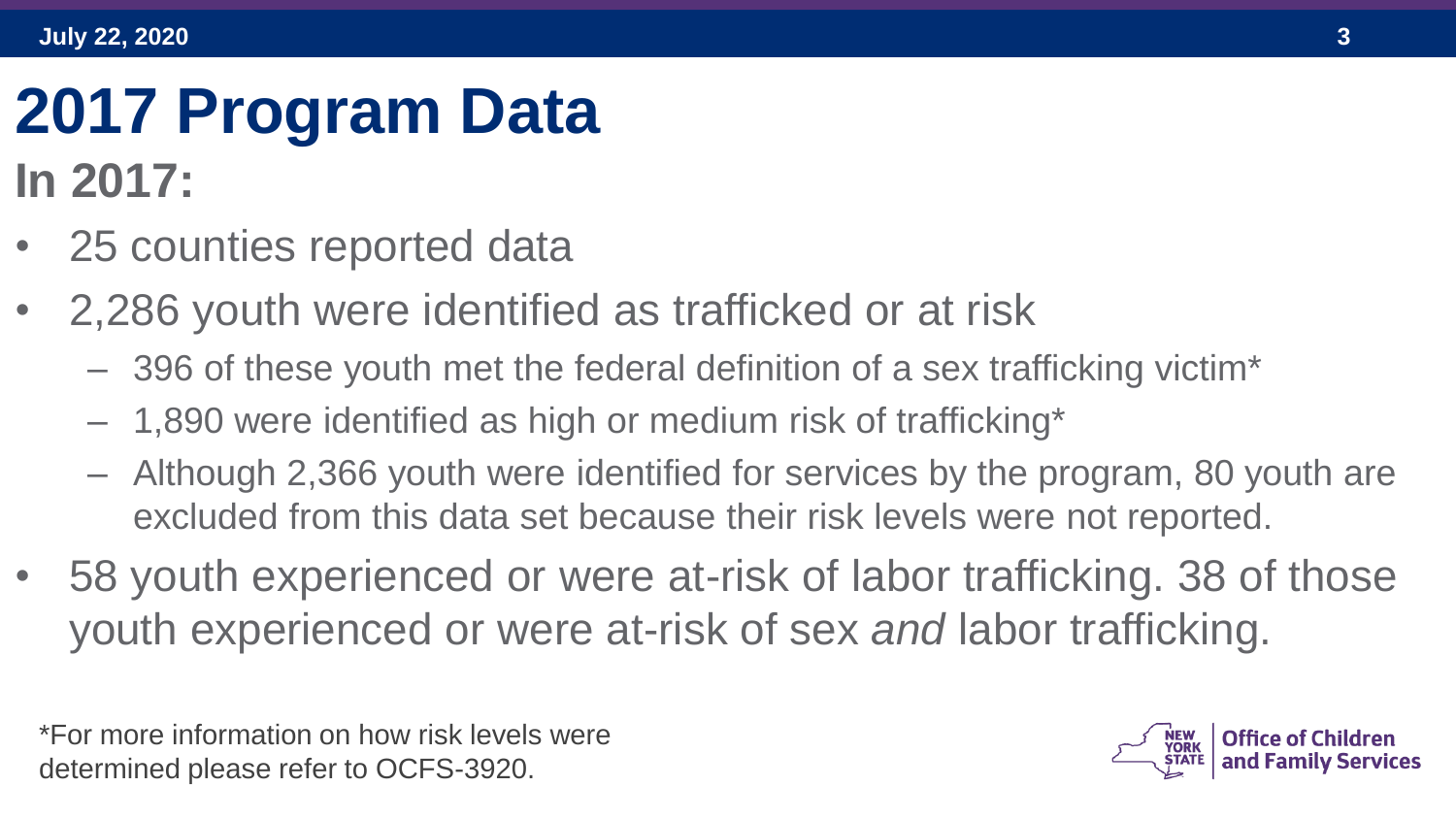# 2017 Program Data

## In 2017:

- 25 counties reported data
- 2,286 youth were identified as trafficked or at risk
  - 396 of these youth met the federal definition of a sex trafficking victim*
  - 1,890 were identified as high or medium risk of trafficking*
  - Although 2,366 youth were identified for services by the program, 80 youth are excluded from this data set because their risk levels were not reported.
- 58 youth experienced or were at-risk of labor trafficking. 38 of those youth experienced or were at-risk of sex *and* labor trafficking.

*For more information on how risk levels were determined please refer to OCFS-3920.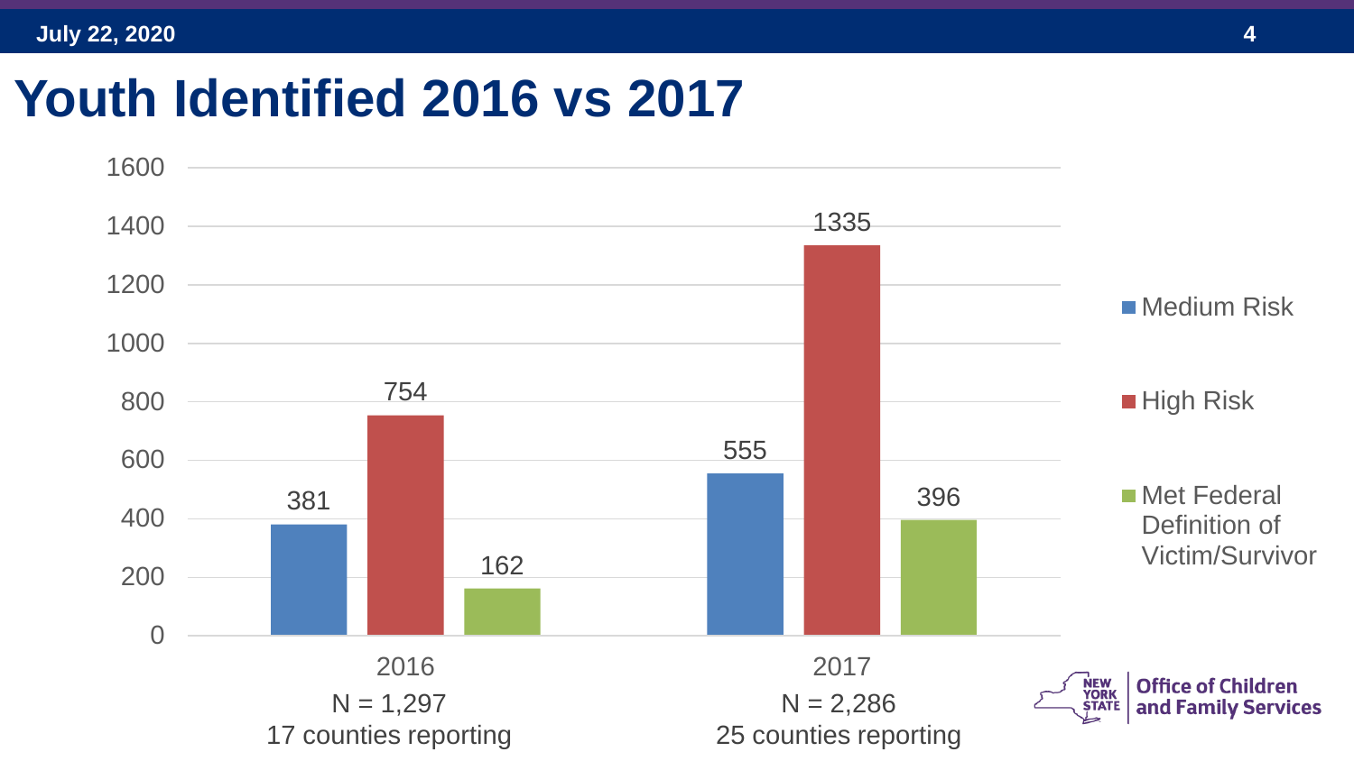# Youth Identified 2016 vs 2017

| | Medium Risk | High Risk | Met Federal Definition of Victim/Survivor |
|---|---|---|---|
| 2016 (N = 1,297; 17 counties reporting) | 381 | 754 | 162 |
| 2017 (N = 2,286; 25 counties reporting) | 555 | 1335 | 396 |

Office of Children and Family Services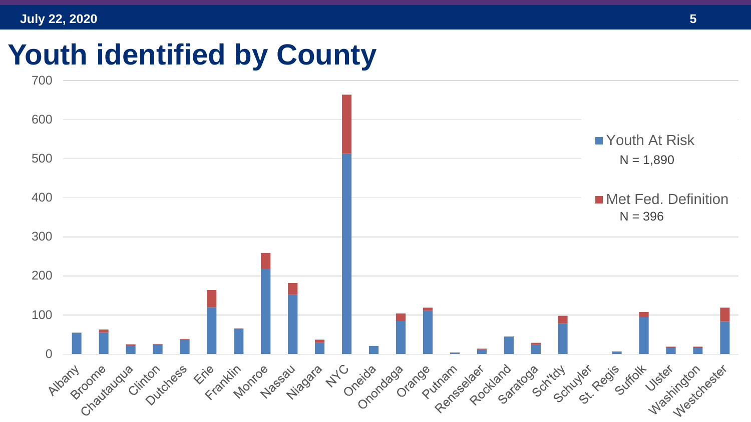# Youth identified by County

Youth At Risk
N = 1,890

Met Fed. Definition
N = 396

Albany, Broome, Chautauqua, Clinton, Dutchess, Erie, Franklin, Monroe, Nassau, Niagara, NYC, Oneida, Onondaga, Orange, Putnam, Rensselaer, Rockland, Saratoga, Sch'tdy, Schuyler, St. Regis, Suffolk, Ulster, Washington, Westchester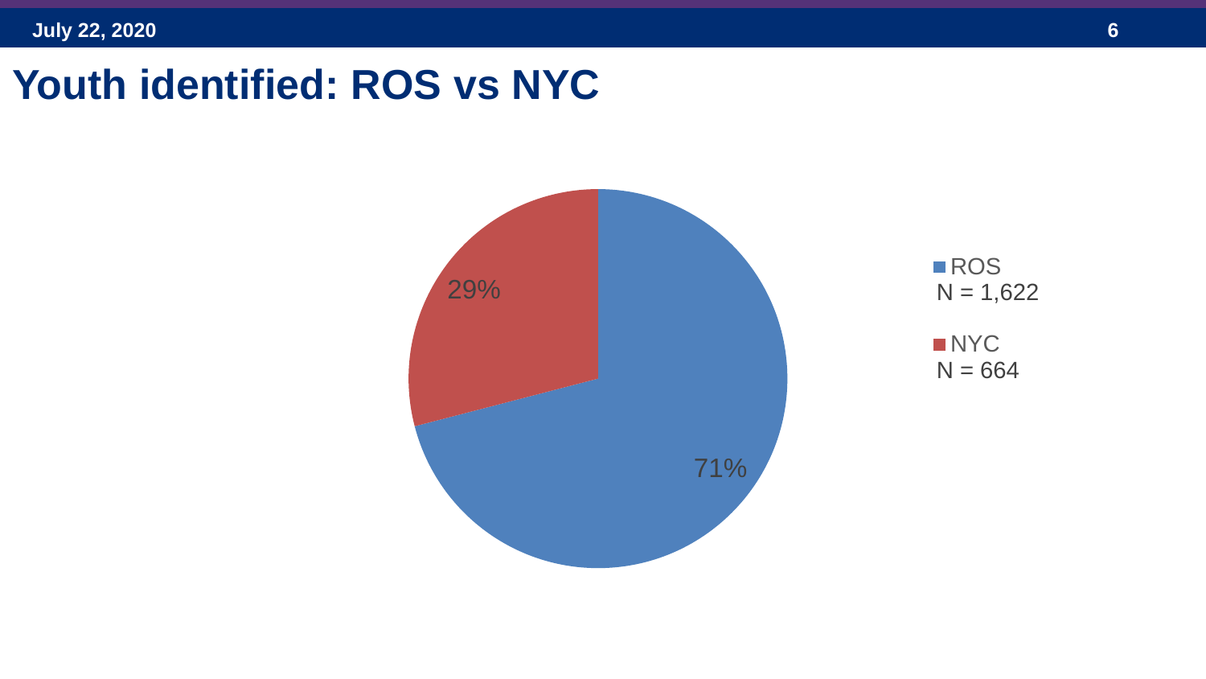# Youth identified: ROS vs NYC

| Region | N | Percent |
| --- | --- | --- |
| ROS | 1,622 | 71% |
| NYC | 664 | 29% |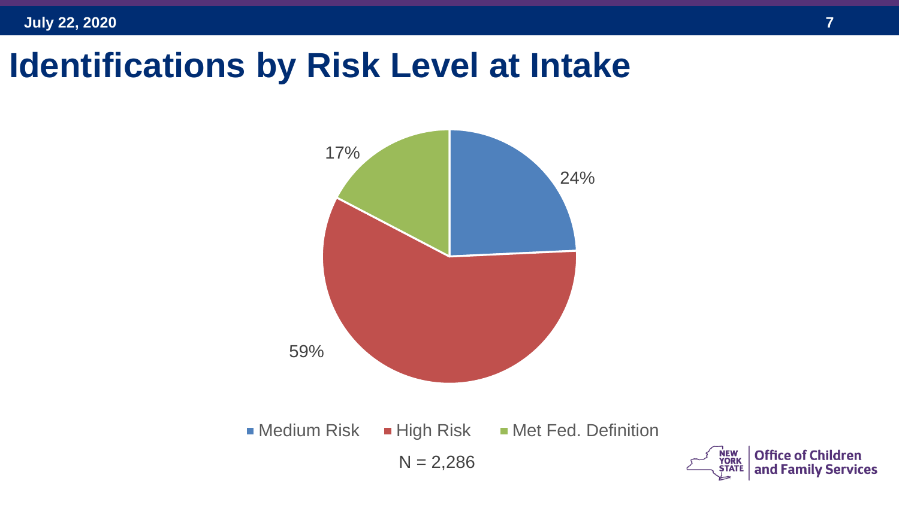# Identifications by Risk Level at Intake

| Risk Level | Percentage |
|---|---|
| Medium Risk | 24% |
| High Risk | 59% |
| Met Fed. Definition | 17% |

N = 2,286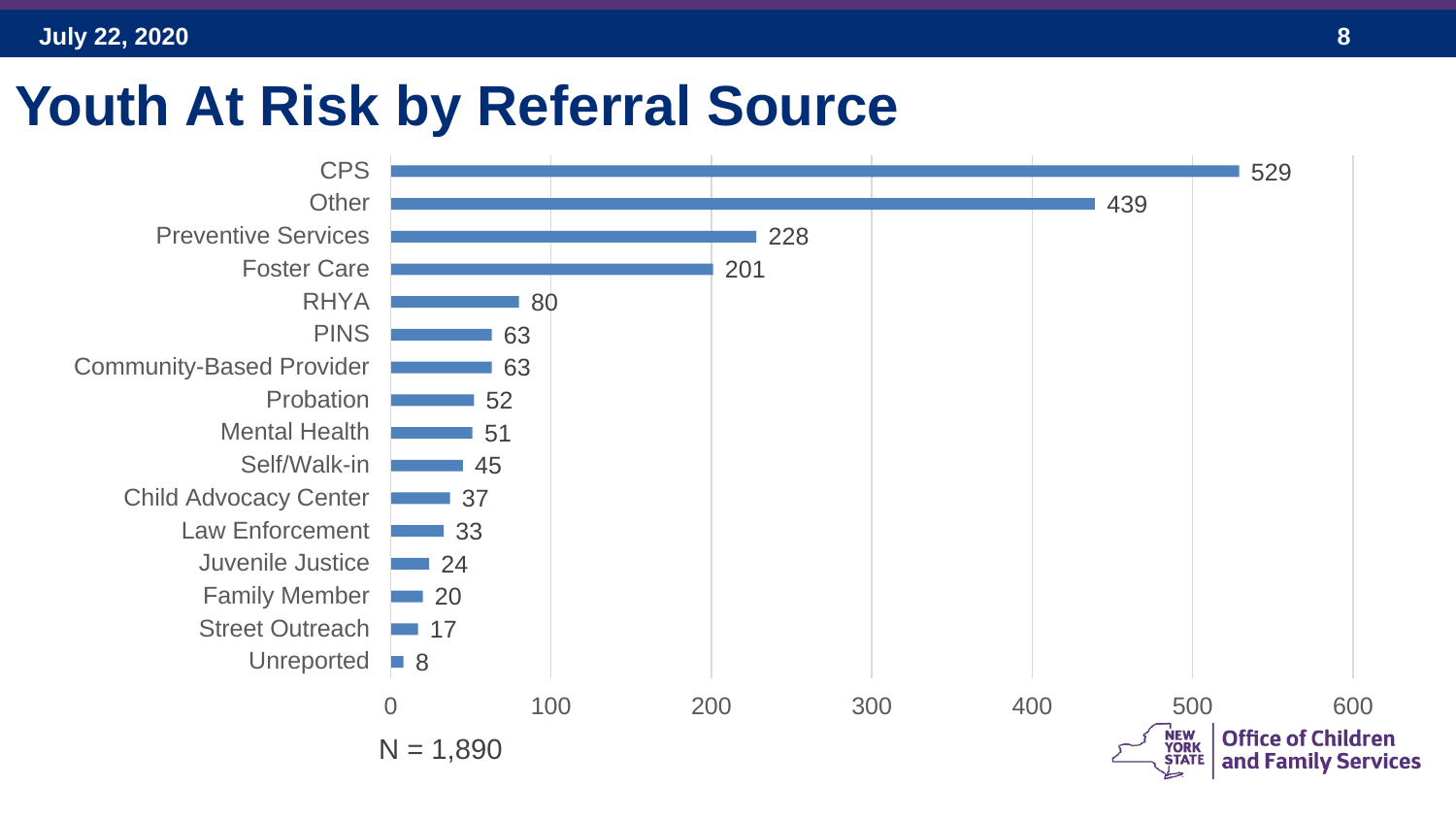# Youth At Risk by Referral Source

| Referral Source | Count |
| --- | --- |
| CPS | 529 |
| Other | 439 |
| Preventive Services | 228 |
| Foster Care | 201 |
| RHYA | 80 |
| PINS | 63 |
| Community-Based Provider | 63 |
| Probation | 52 |
| Mental Health | 51 |
| Self/Walk-in | 45 |
| Child Advocacy Center | 37 |
| Law Enforcement | 33 |
| Juvenile Justice | 24 |
| Family Member | 20 |
| Street Outreach | 17 |
| Unreported | 8 |

N = 1,890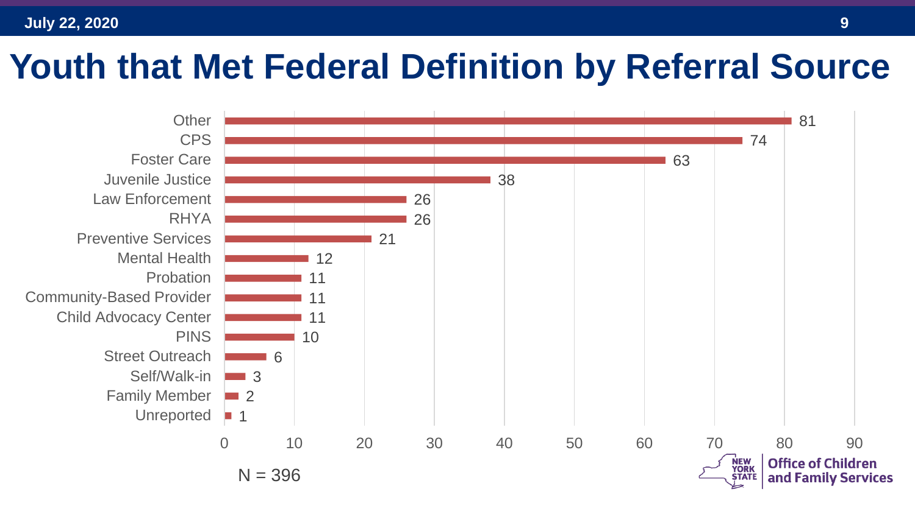# Youth that Met Federal Definition by Referral Source

| Referral Source | Count |
| --- | --- |
| Other | 81 |
| CPS | 74 |
| Foster Care | 63 |
| Juvenile Justice | 38 |
| Law Enforcement | 26 |
| RHYA | 26 |
| Preventive Services | 21 |
| Mental Health | 12 |
| Probation | 11 |
| Community-Based Provider | 11 |
| Child Advocacy Center | 11 |
| PINS | 10 |
| Street Outreach | 6 |
| Self/Walk-in | 3 |
| Family Member | 2 |
| Unreported | 1 |

N = 396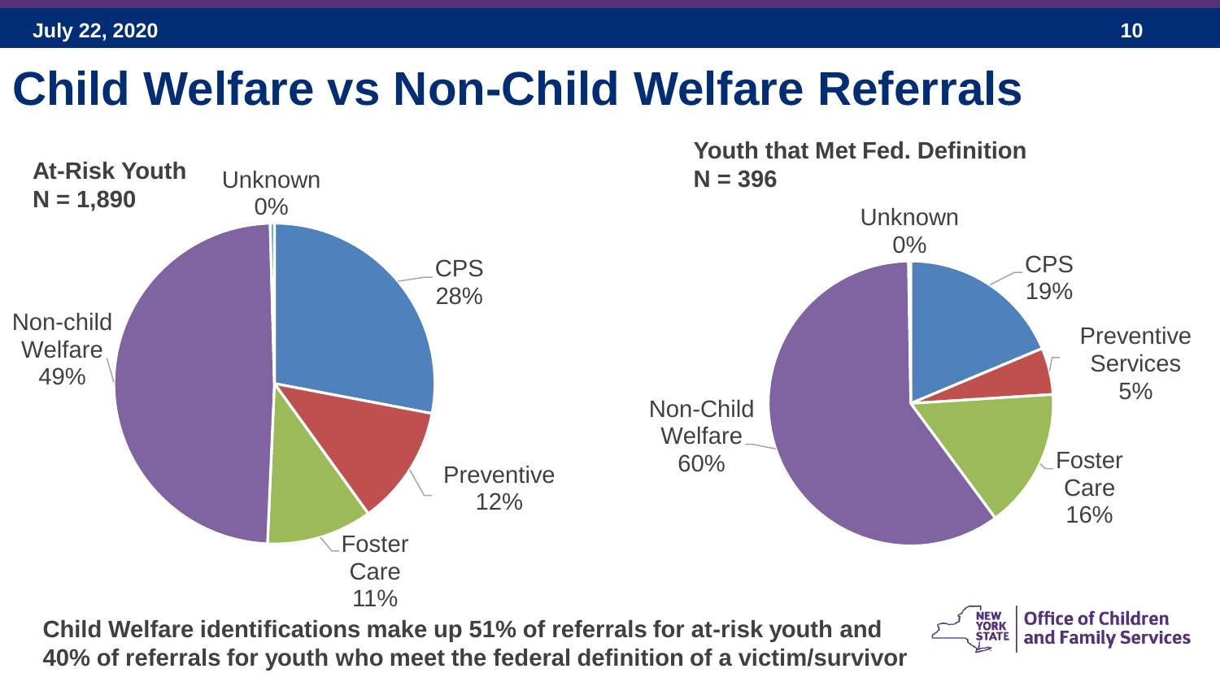# Child Welfare vs Non-Child Welfare Referrals

**At-Risk Youth**
**N = 1,890**

| Category | Percent |
| --- | --- |
| Unknown | 0% |
| CPS | 28% |
| Preventive | 12% |
| Foster Care | 11% |
| Non-child Welfare | 49% |

**Youth that Met Fed. Definition**
**N = 396**

| Category | Percent |
| --- | --- |
| Unknown | 0% |
| CPS | 19% |
| Preventive Services | 5% |
| Foster Care | 16% |
| Non-Child Welfare | 60% |

**Child Welfare identifications make up 51% of referrals for at-risk youth and 40% of referrals for youth who meet the federal definition of a victim/survivor**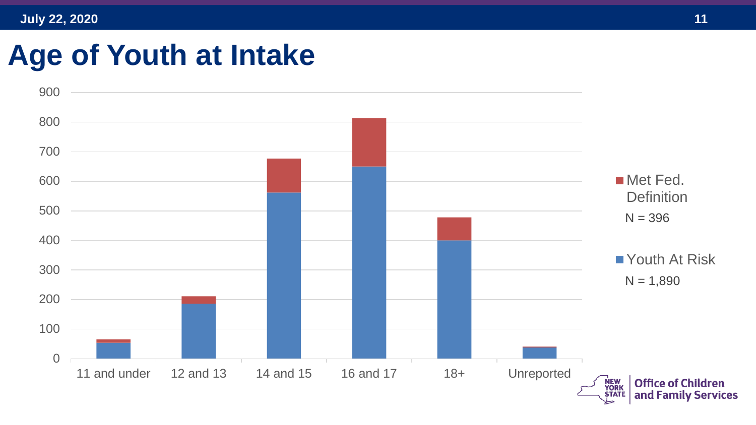# Age of Youth at Intake

900
800
700
600
500
400
300
200
100
0

11 and under | 12 and 13 | 14 and 15 | 16 and 17 | 18+ | Unreported

- Met Fed. Definition
  N = 396
- Youth At Risk
  N = 1,890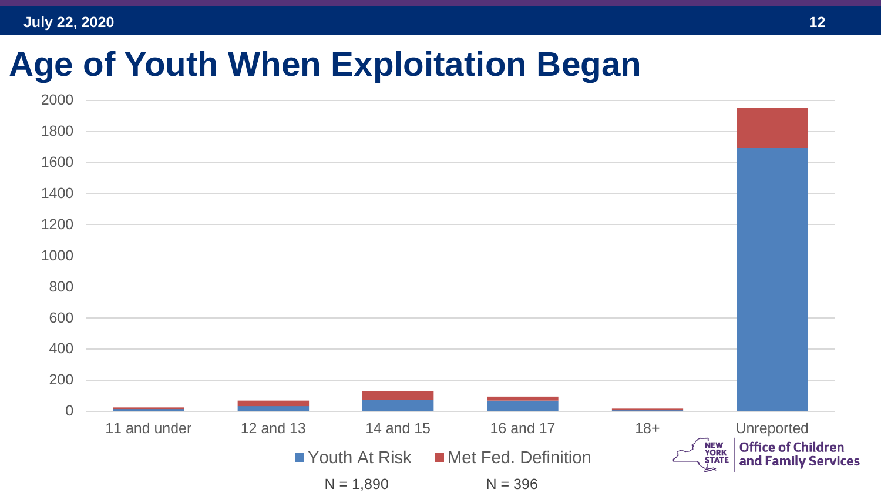# Age of Youth When Exploitation Began

2000
1800
1600
1400
1200
1000
800
600
400
200
0

11 and under | 12 and 13 | 14 and 15 | 16 and 17 | 18+ | Unreported

Youth At Risk | Met Fed. Definition

N = 1,890 | N = 396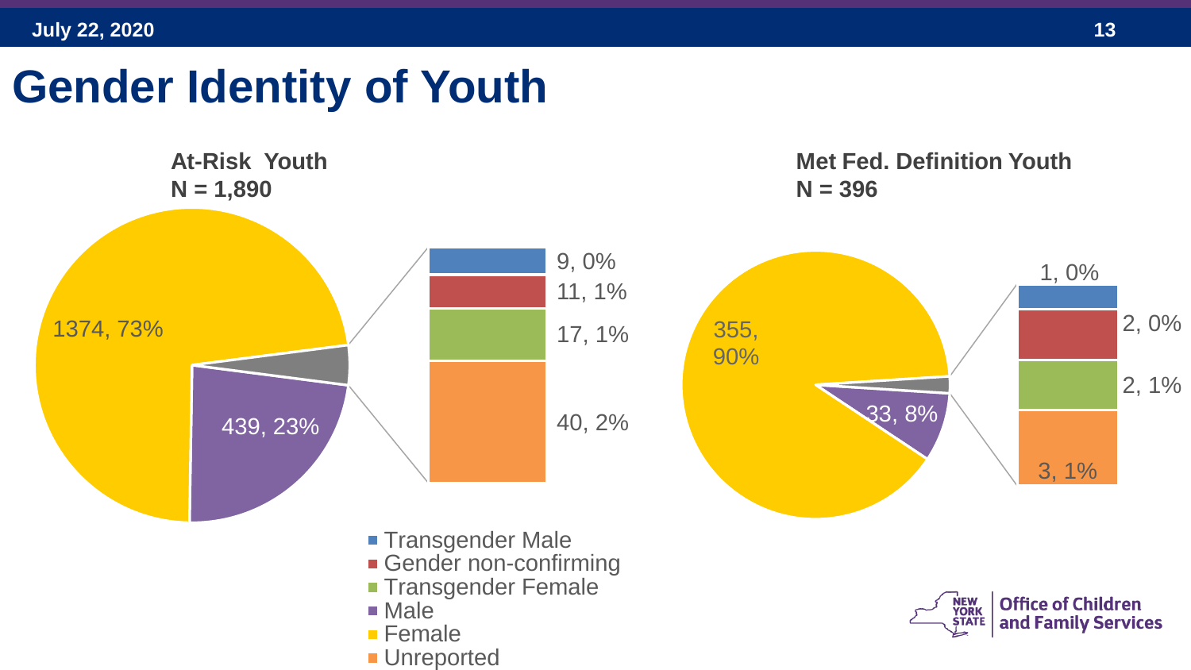# Gender Identity of Youth

**At-Risk Youth**
**N = 1,890**

- Female: 1374, 73%
- Male: 439, 23%
- Transgender Male: 9, 0%
- Gender non-confirming: 11, 1%
- Transgender Female: 17, 1%
- Unreported: 40, 2%

**Met Fed. Definition Youth**
**N = 396**

- Female: 355, 90%
- Male: 33, 8%
- Transgender Male: 1, 0%
- Gender non-confirming: 2, 0%
- Transgender Female: 2, 1%
- Unreported: 3, 1%

Legend:
- Transgender Male
- Gender non-confirming
- Transgender Female
- Male
- Female
- Unreported

NEW YORK STATE | Office of Children and Family Services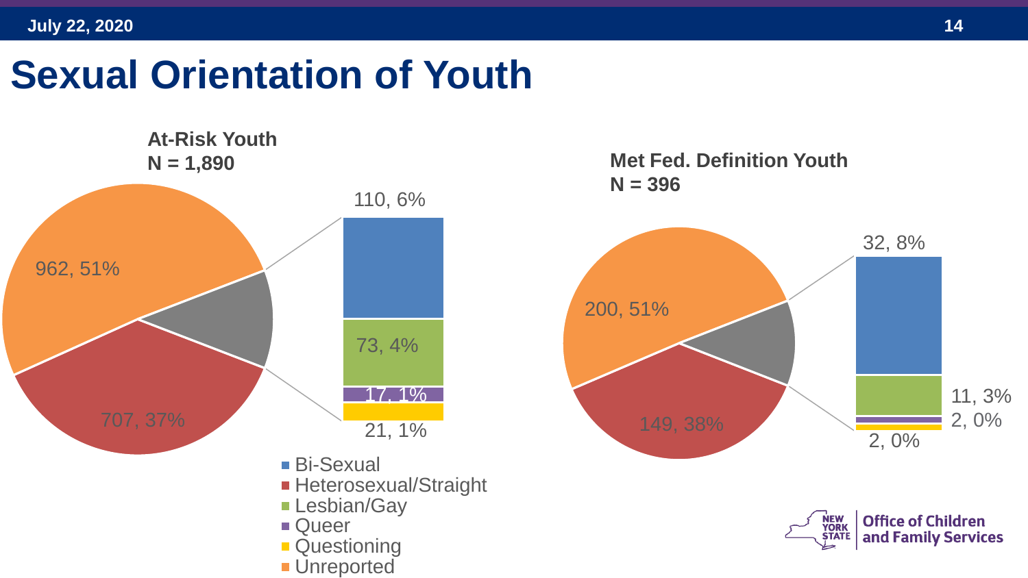# Sexual Orientation of Youth

**At-Risk Youth**
**N = 1,890**

| Category | Count, % |
|---|---|
| Unreported | 962, 51% |
| Heterosexual/Straight | 707, 37% |
| Bi-Sexual | 110, 6% |
| Lesbian/Gay | 73, 4% |
| Queer | 17, 1% |
| Questioning | 21, 1% |

**Met Fed. Definition Youth**
**N = 396**

| Category | Count, % |
|---|---|
| Unreported | 200, 51% |
| Heterosexual/Straight | 149, 38% |
| Bi-Sexual | 32, 8% |
| Lesbian/Gay | 11, 3% |
| Queer | 2, 0% |
| Questioning | 2, 0% |

- Bi-Sexual
- Heterosexual/Straight
- Lesbian/Gay
- Queer
- Questioning
- Unreported

New York State Office of Children and Family Services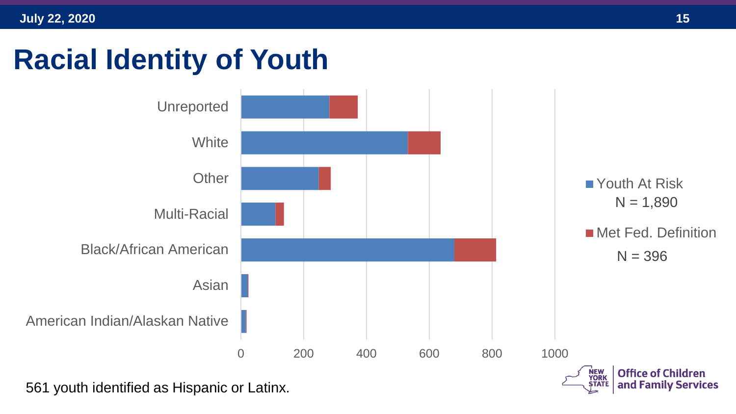# Racial Identity of Youth

Unreported

White

Other

Multi-Racial

Black/African American

Asian

American Indian/Alaskan Native

0 200 400 600 800 1000

Youth At Risk
N = 1,890

Met Fed. Definition
N = 396

561 youth identified as Hispanic or Latinx.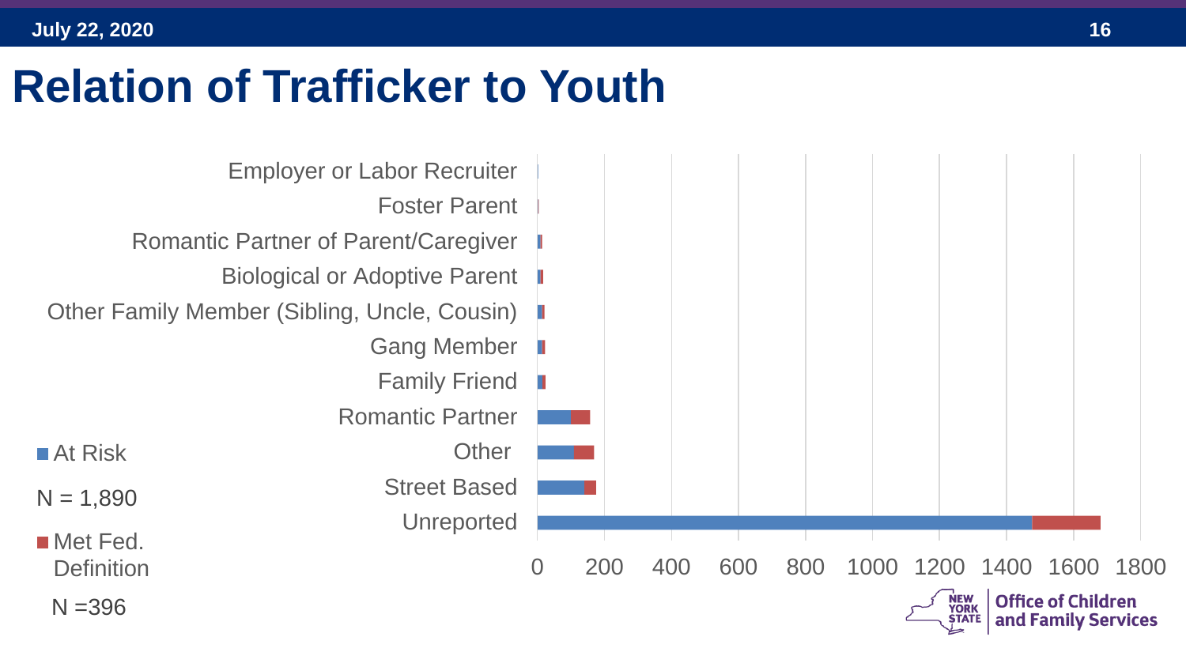# Relation of Trafficker to Youth

- Employer or Labor Recruiter
- Foster Parent
- Romantic Partner of Parent/Caregiver
- Biological or Adoptive Parent
- Other Family Member (Sibling, Uncle, Cousin)
- Gang Member
- Family Friend
- Romantic Partner
- Other
- Street Based
- Unreported

0 200 400 600 800 1000 1200 1400 1600 1800

At Risk
N = 1,890

Met Fed. Definition
N = 396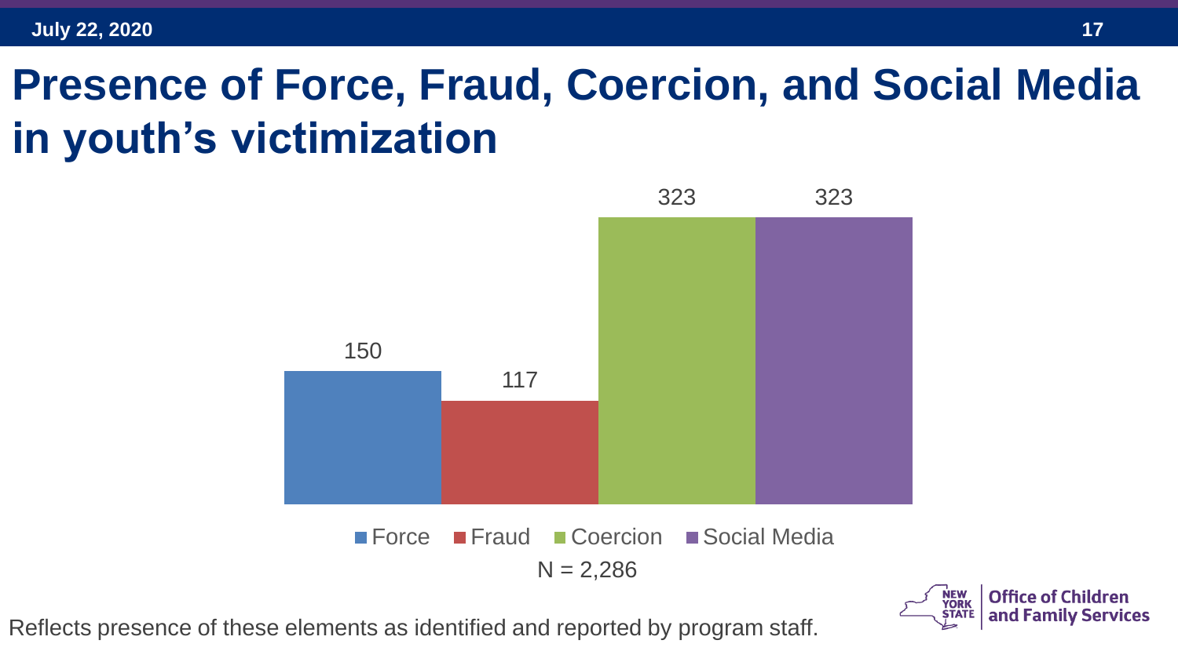# Presence of Force, Fraud, Coercion, and Social Media in youth's victimization

| Force | Fraud | Coercion | Social Media |
|---|---|---|---|
| 150 | 117 | 323 | 323 |

N = 2,286

Reflects presence of these elements as identified and reported by program staff.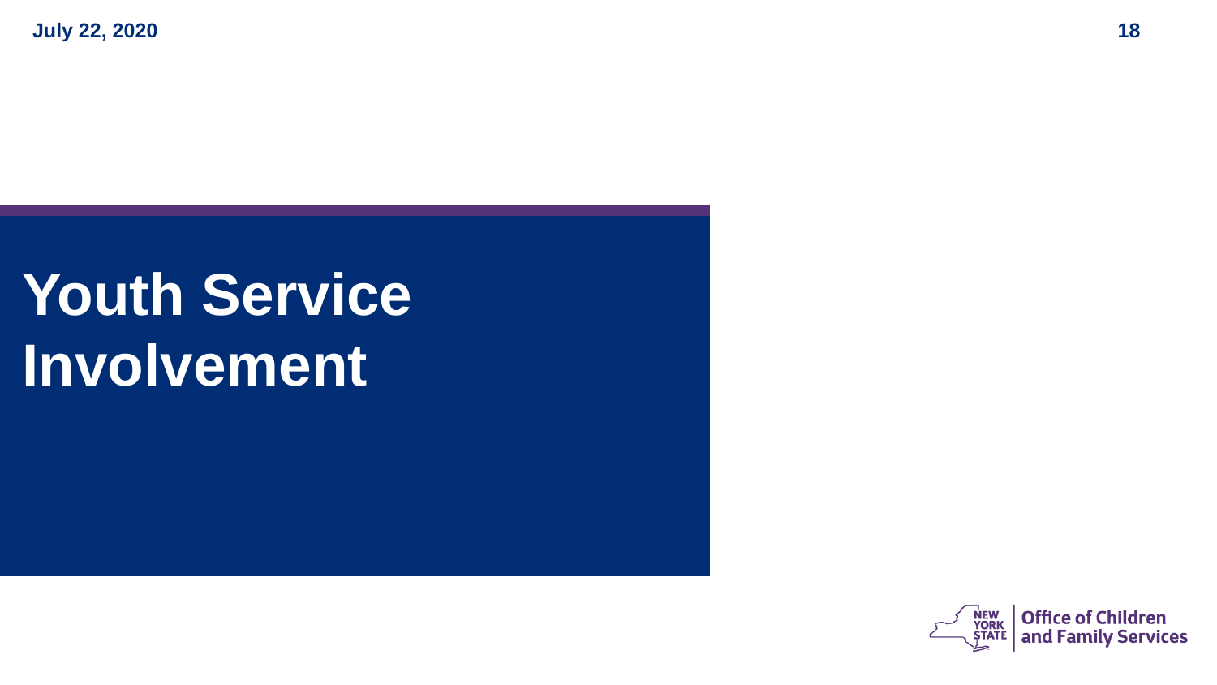# Youth Service Involvement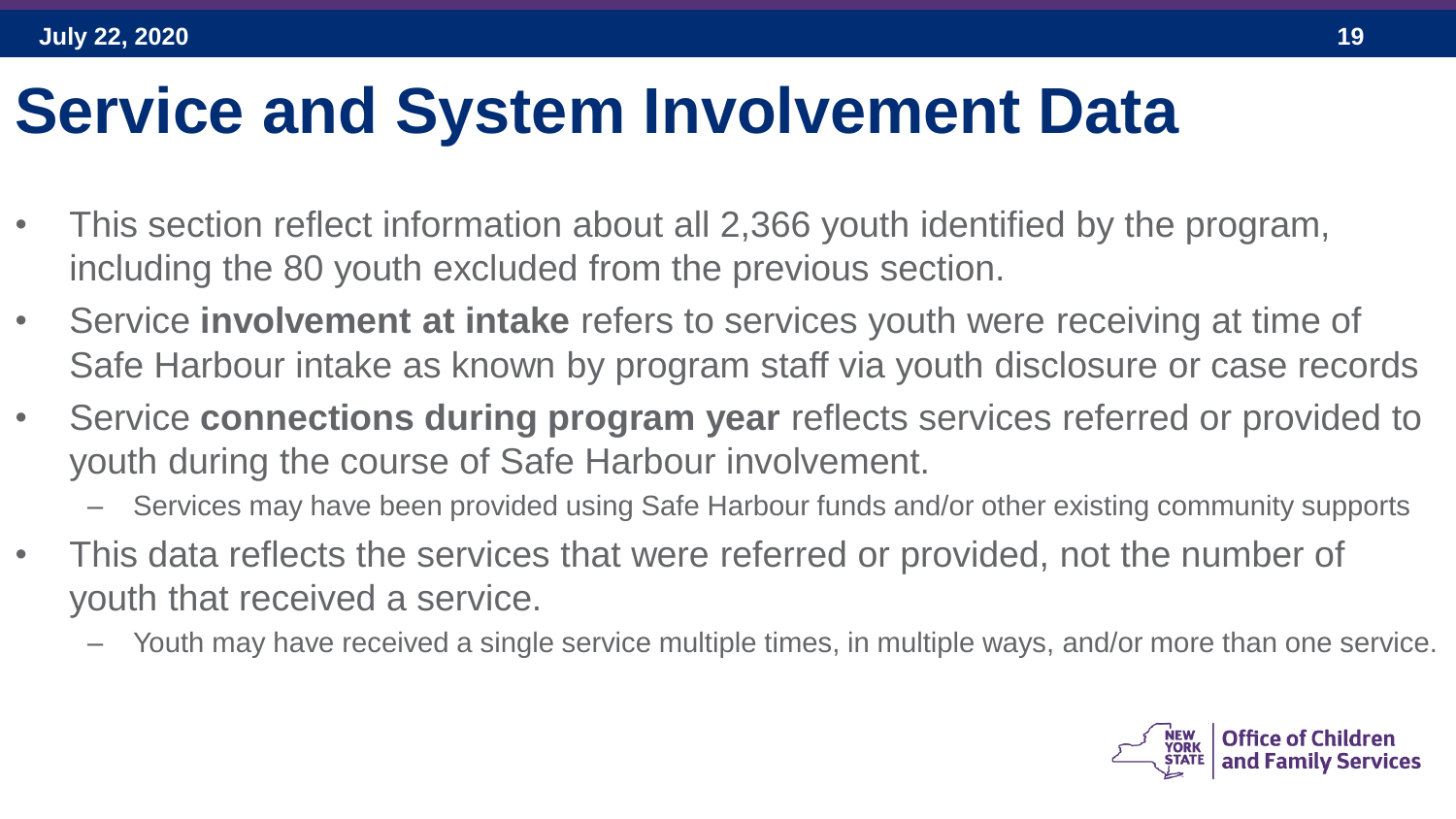# Service and System Involvement Data

- This section reflect information about all 2,366 youth identified by the program, including the 80 youth excluded from the previous section.
- Service **involvement at intake** refers to services youth were receiving at time of Safe Harbour intake as known by program staff via youth disclosure or case records
- Service **connections during program year** reflects services referred or provided to youth during the course of Safe Harbour involvement.
  - Services may have been provided using Safe Harbour funds and/or other existing community supports
- This data reflects the services that were referred or provided, not the number of youth that received a service.
  - Youth may have received a single service multiple times, in multiple ways, and/or more than one service.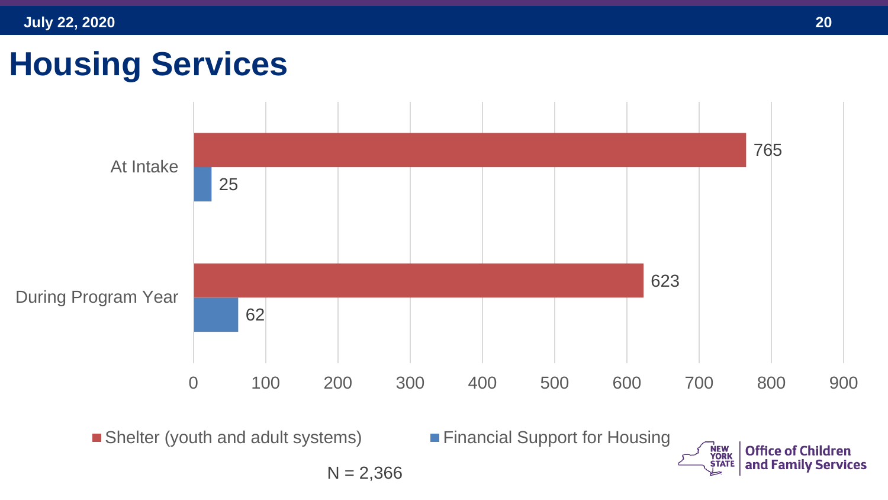# Housing Services

| | Shelter (youth and adult systems) | Financial Support for Housing |
|---|---|---|
| At Intake | 765 | 25 |
| During Program Year | 623 | 62 |

N = 2,366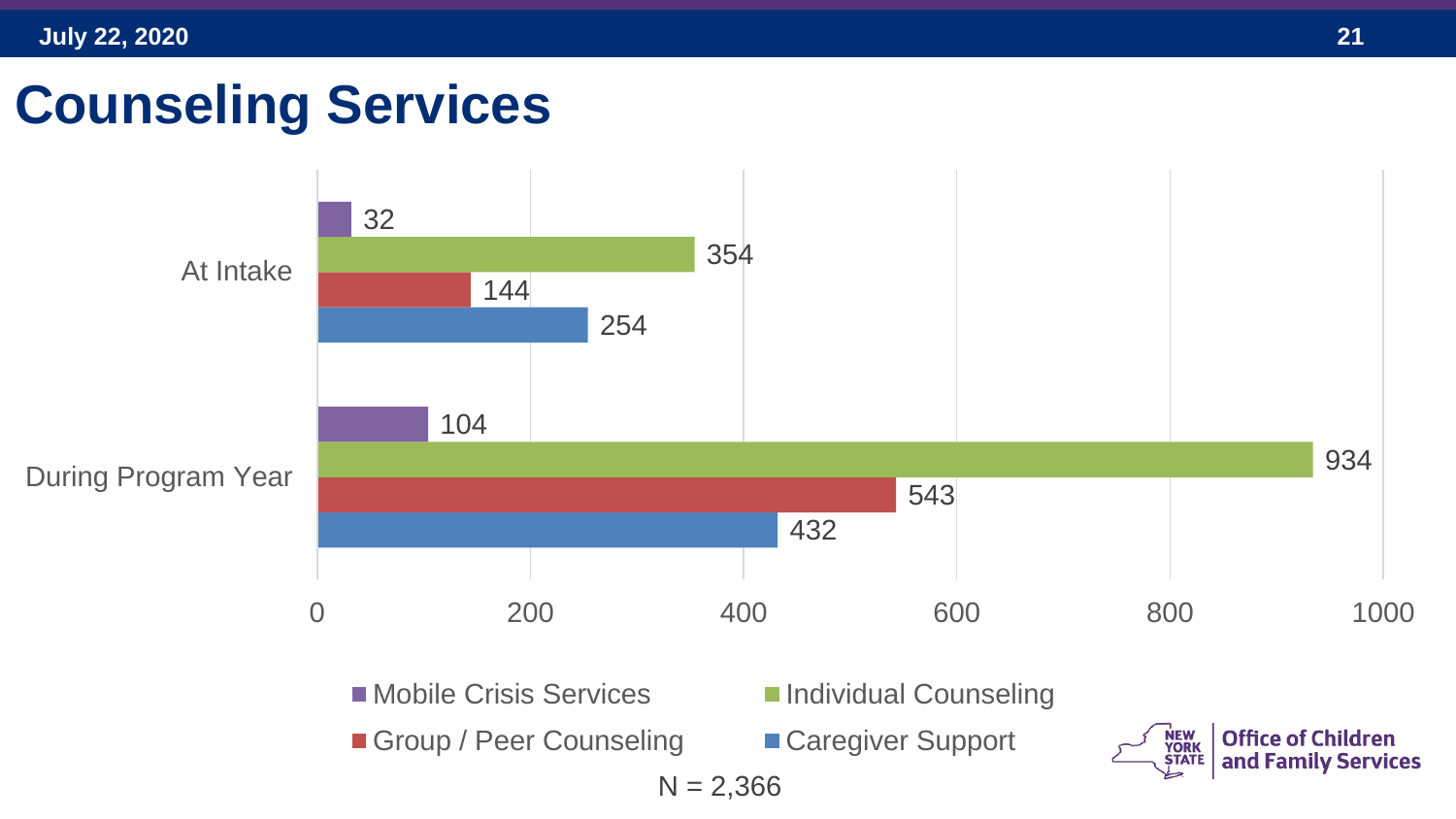# Counseling Services

| | Mobile Crisis Services | Individual Counseling | Group / Peer Counseling | Caregiver Support |
|---|---|---|---|---|
| At Intake | 32 | 354 | 144 | 254 |
| During Program Year | 104 | 934 | 543 | 432 |

N = 2,366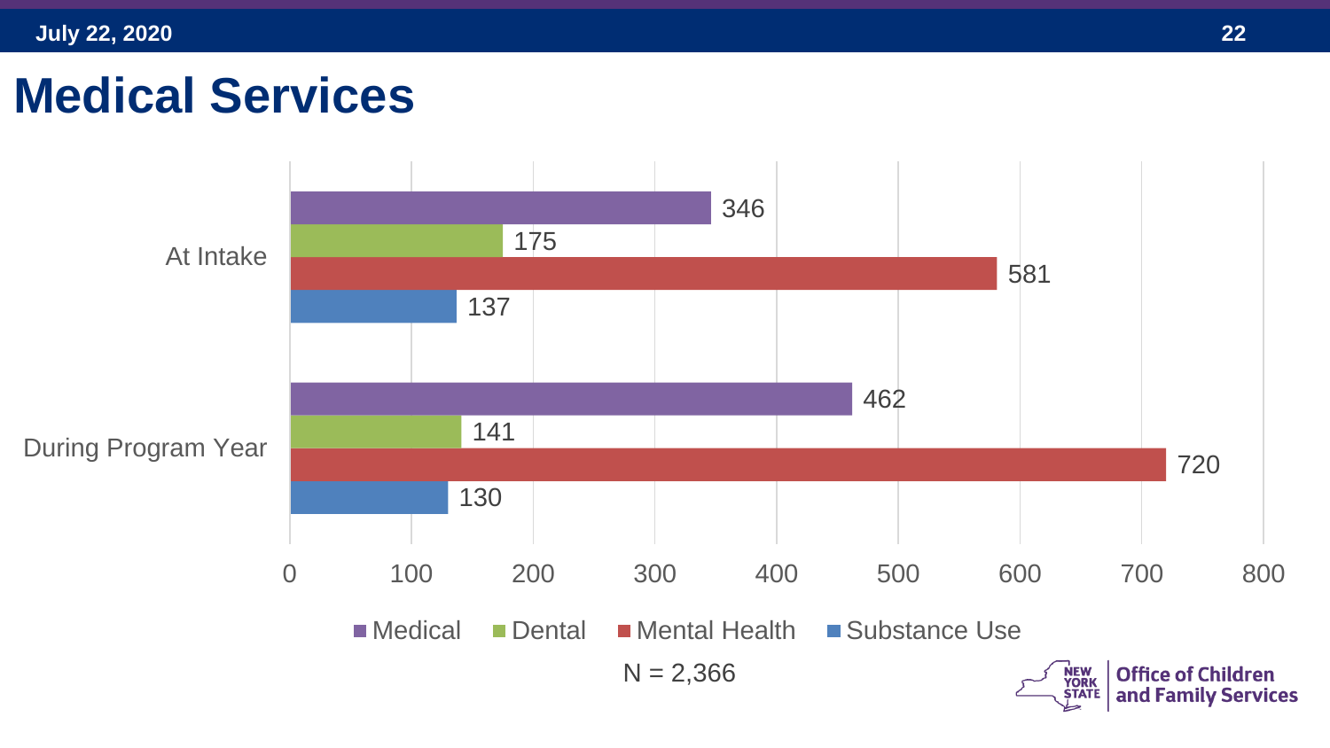# Medical Services

| | Medical | Dental | Mental Health | Substance Use |
|---|---|---|---|---|
| At Intake | 346 | 175 | 581 | 137 |
| During Program Year | 462 | 141 | 720 | 130 |

N = 2,366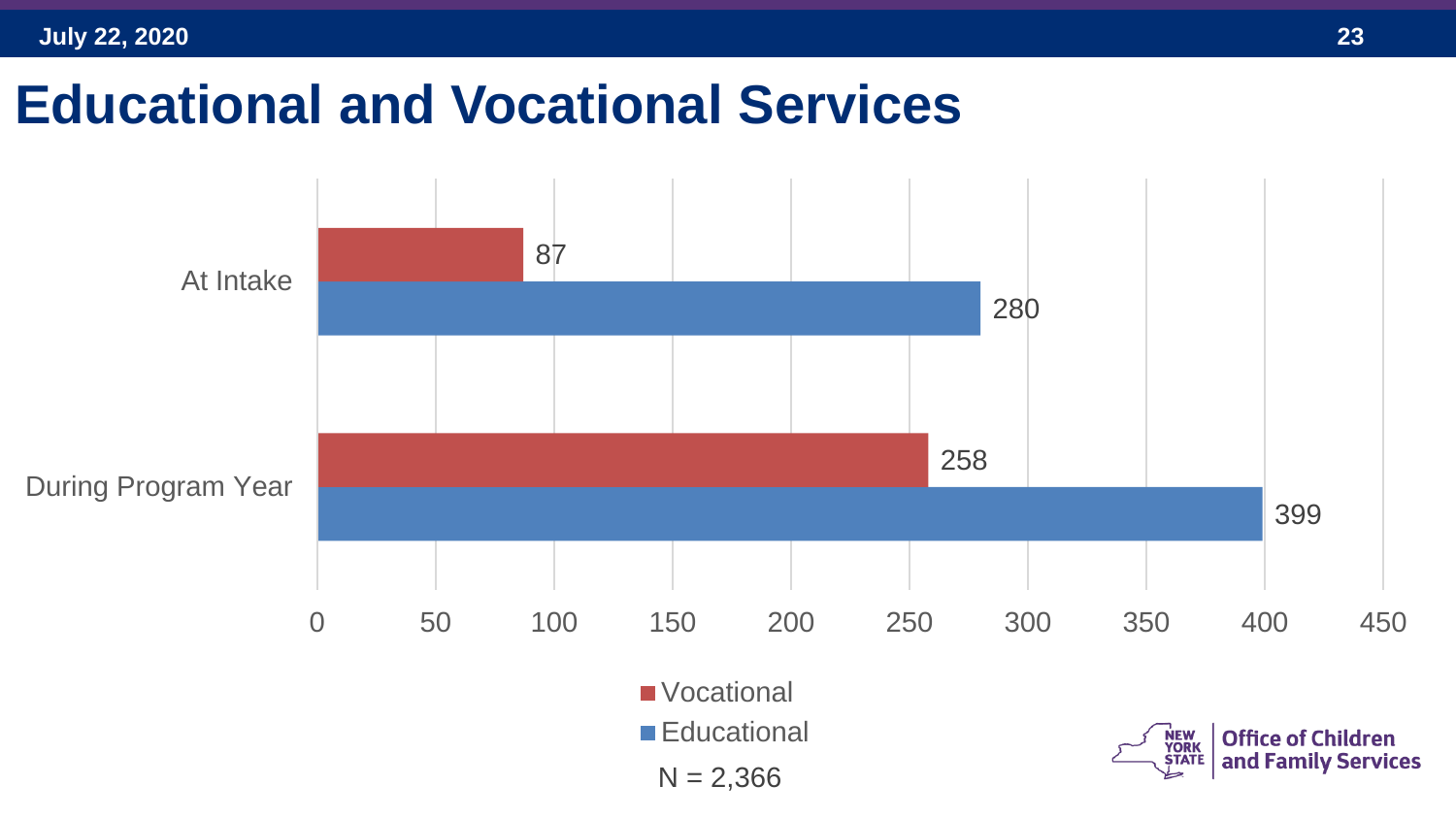# Educational and Vocational Services

| | Vocational | Educational |
|---|---|---|
| At Intake | 87 | 280 |
| During Program Year | 258 | 399 |

N = 2,366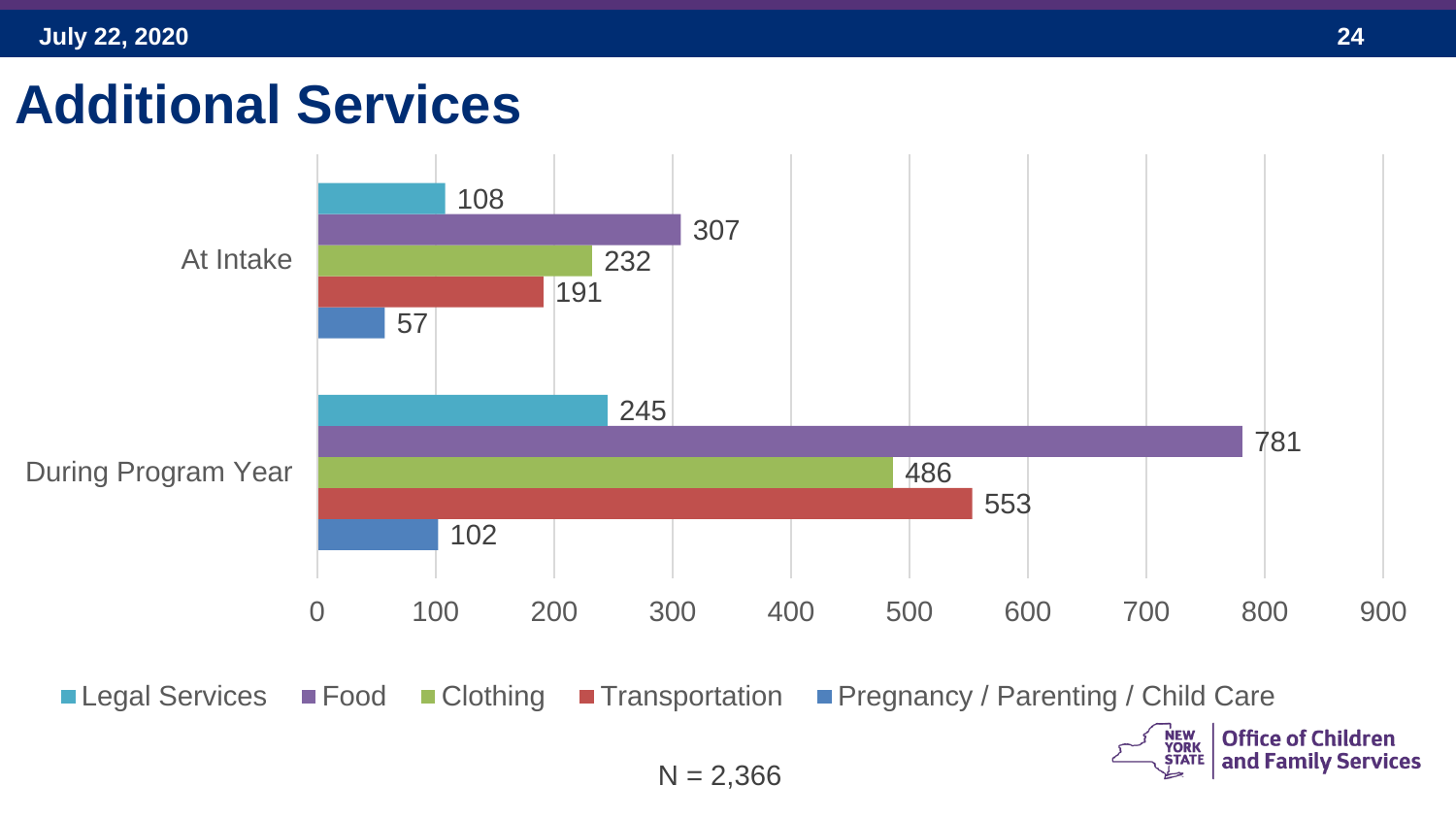# Additional Services

| | Legal Services | Food | Clothing | Transportation | Pregnancy / Parenting / Child Care |
|---|---|---|---|---|---|
| At Intake | 108 | 307 | 232 | 191 | 57 |
| During Program Year | 245 | 781 | 486 | 553 | 102 |

N = 2,366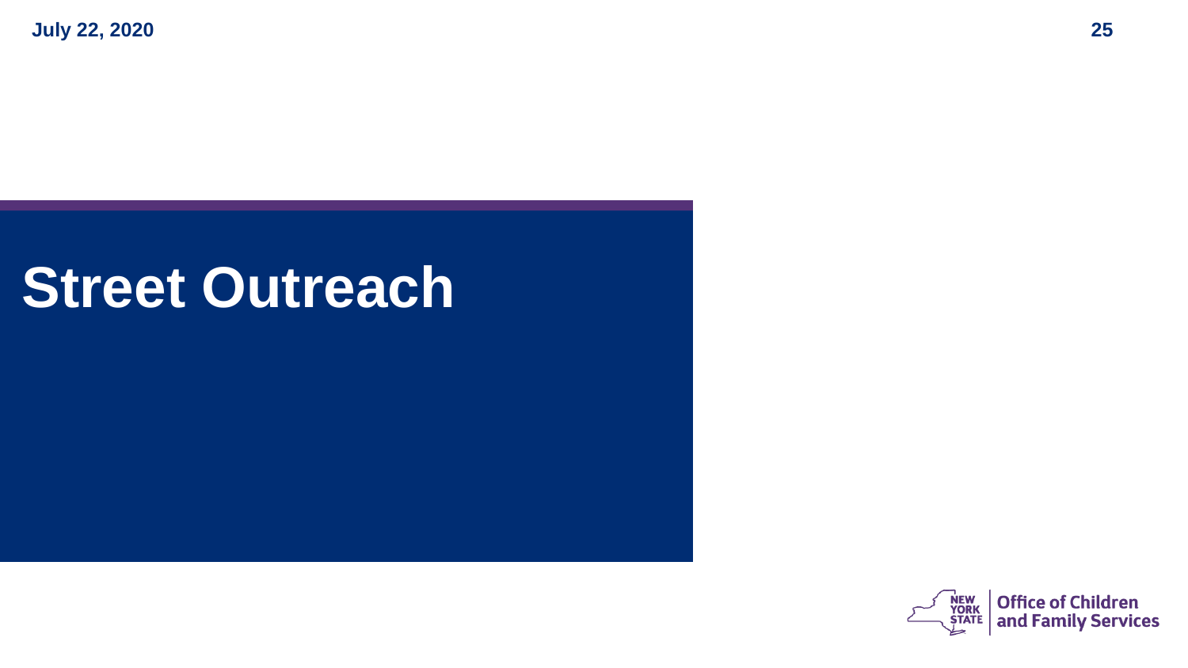# Street Outreach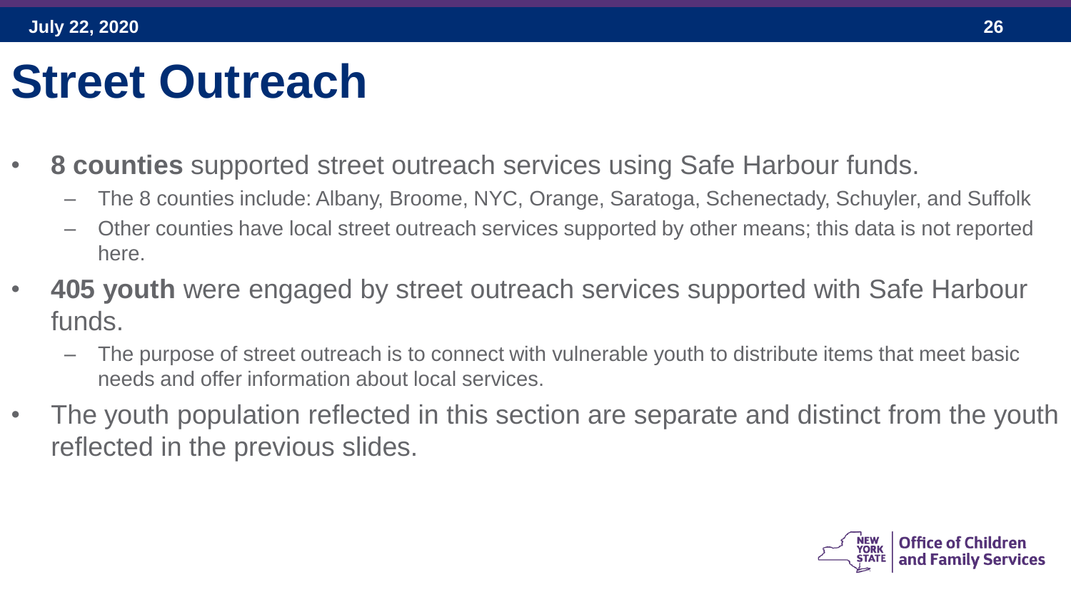# Street Outreach

- **8 counties** supported street outreach services using Safe Harbour funds.
  - The 8 counties include: Albany, Broome, NYC, Orange, Saratoga, Schenectady, Schuyler, and Suffolk
  - Other counties have local street outreach services supported by other means; this data is not reported here.
- **405 youth** were engaged by street outreach services supported with Safe Harbour funds.
  - The purpose of street outreach is to connect with vulnerable youth to distribute items that meet basic needs and offer information about local services.
- The youth population reflected in this section are separate and distinct from the youth reflected in the previous slides.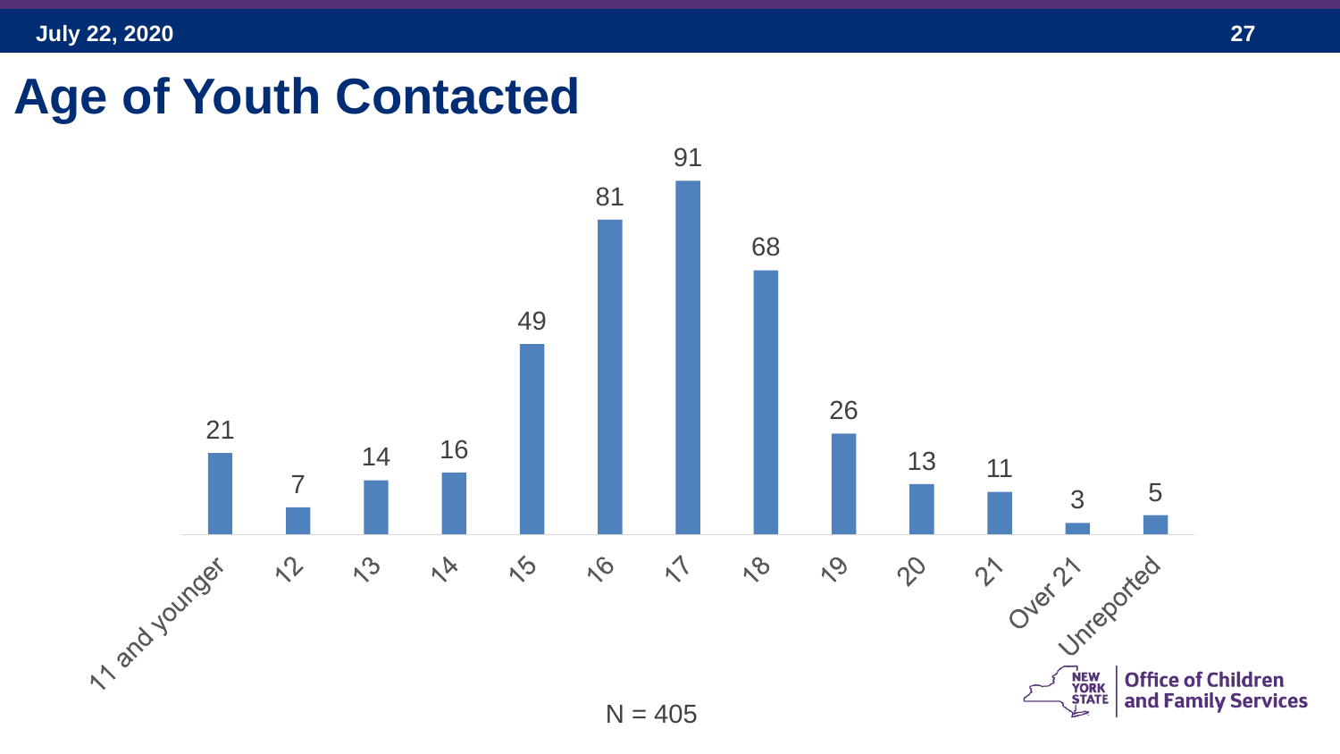# Age of Youth Contacted

| Age | Count |
|---|---|
| 11 and younger | 21 |
| 12 | 7 |
| 13 | 14 |
| 14 | 16 |
| 15 | 49 |
| 16 | 81 |
| 17 | 91 |
| 18 | 68 |
| 19 | 26 |
| 20 | 13 |
| 21 | 11 |
| Over 21 | 3 |
| Unreported | 5 |

N = 405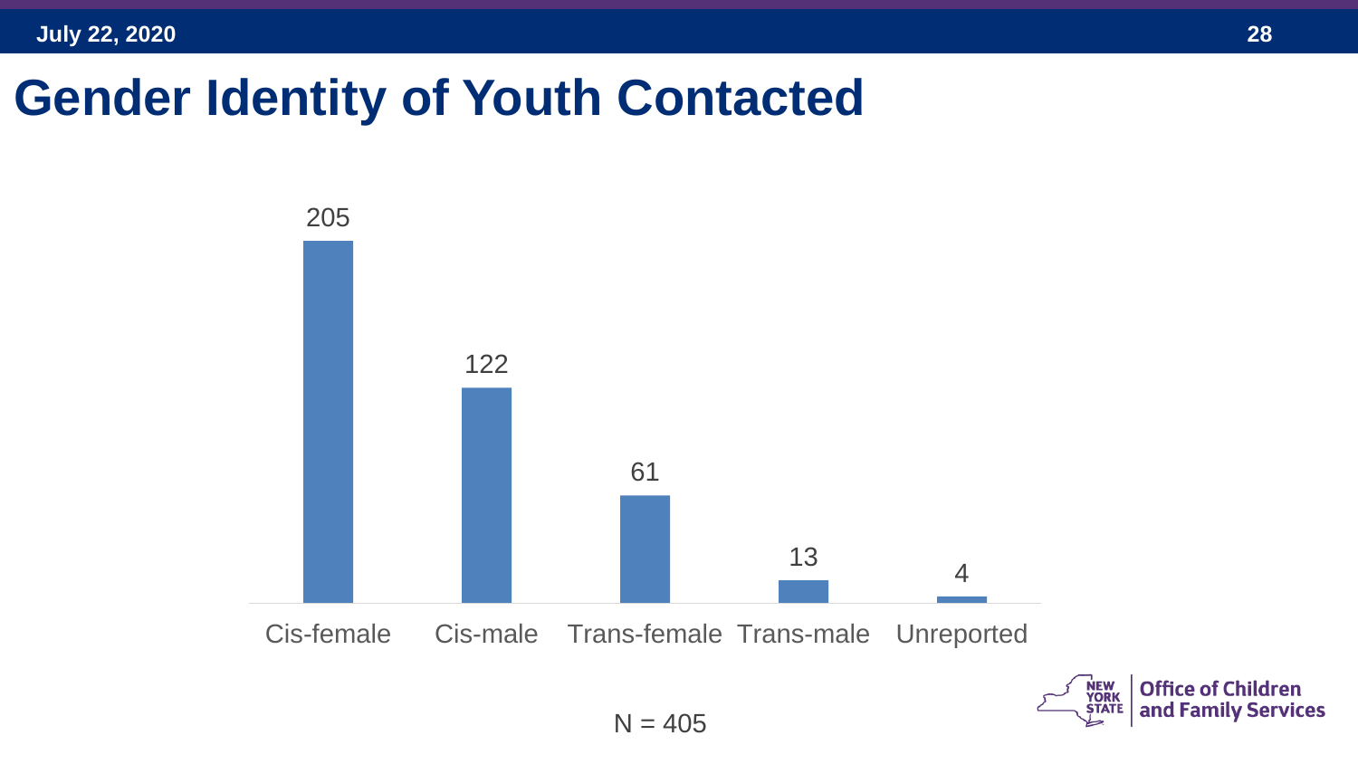# Gender Identity of Youth Contacted

| Gender Identity | Count |
| --- | --- |
| Cis-female | 205 |
| Cis-male | 122 |
| Trans-female | 61 |
| Trans-male | 13 |
| Unreported | 4 |

N = 405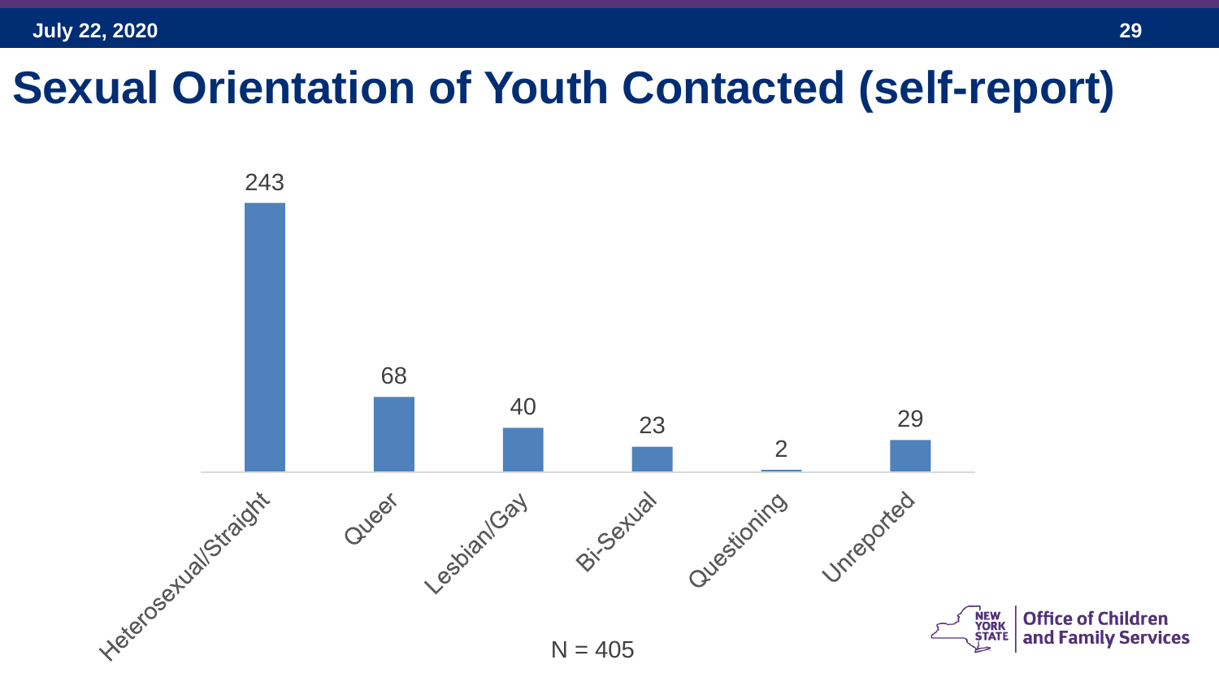# Sexual Orientation of Youth Contacted (self-report)

| Sexual Orientation | Count |
|---|---|
| Heterosexual/Straight | 243 |
| Queer | 68 |
| Lesbian/Gay | 40 |
| Bi-Sexual | 23 |
| Questioning | 2 |
| Unreported | 29 |

N = 405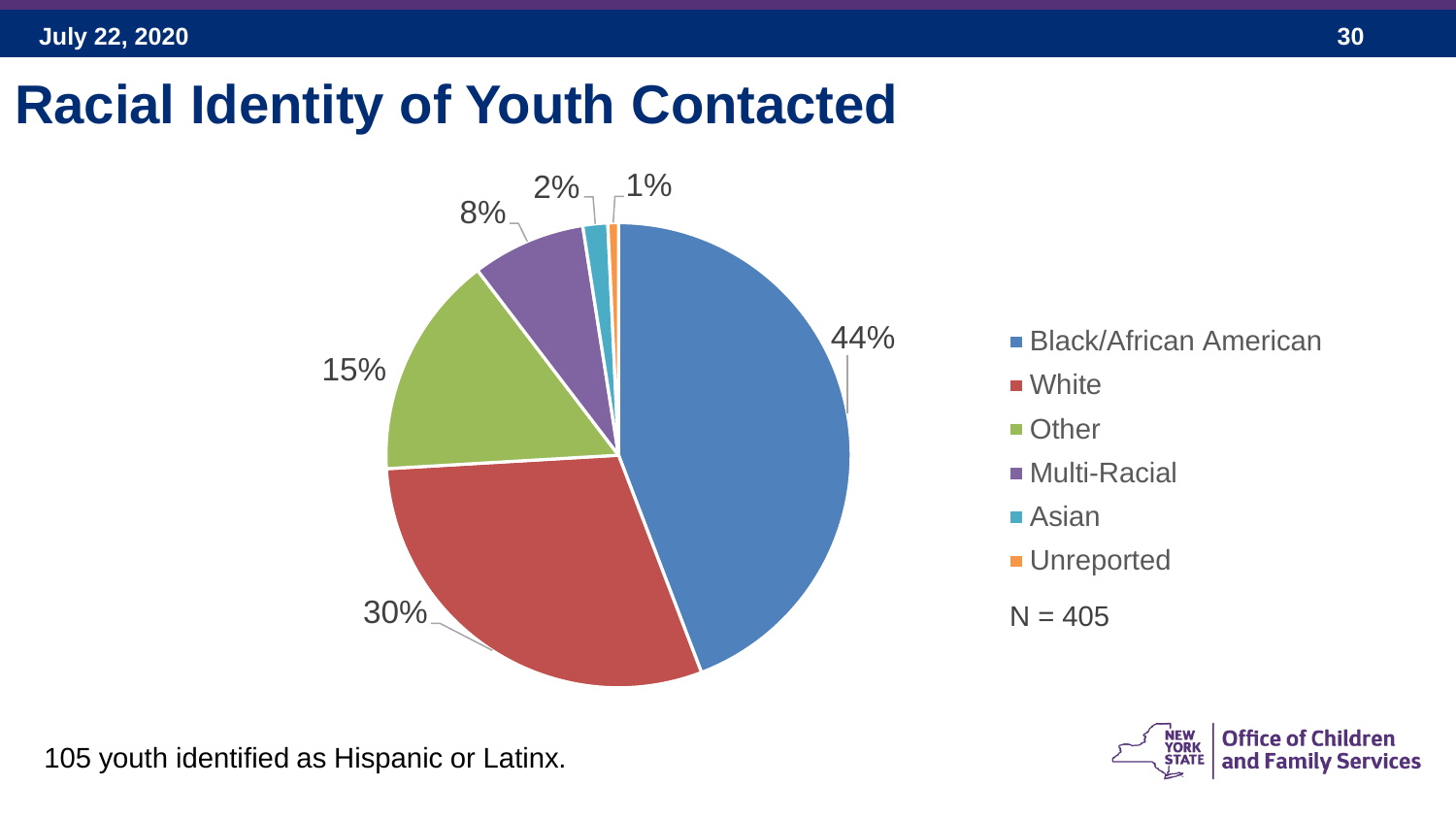# Racial Identity of Youth Contacted

| Racial Identity | Percentage |
|---|---|
| Black/African American | 44% |
| White | 30% |
| Other | 15% |
| Multi-Racial | 8% |
| Asian | 2% |
| Unreported | 1% |

N = 405

105 youth identified as Hispanic or Latinx.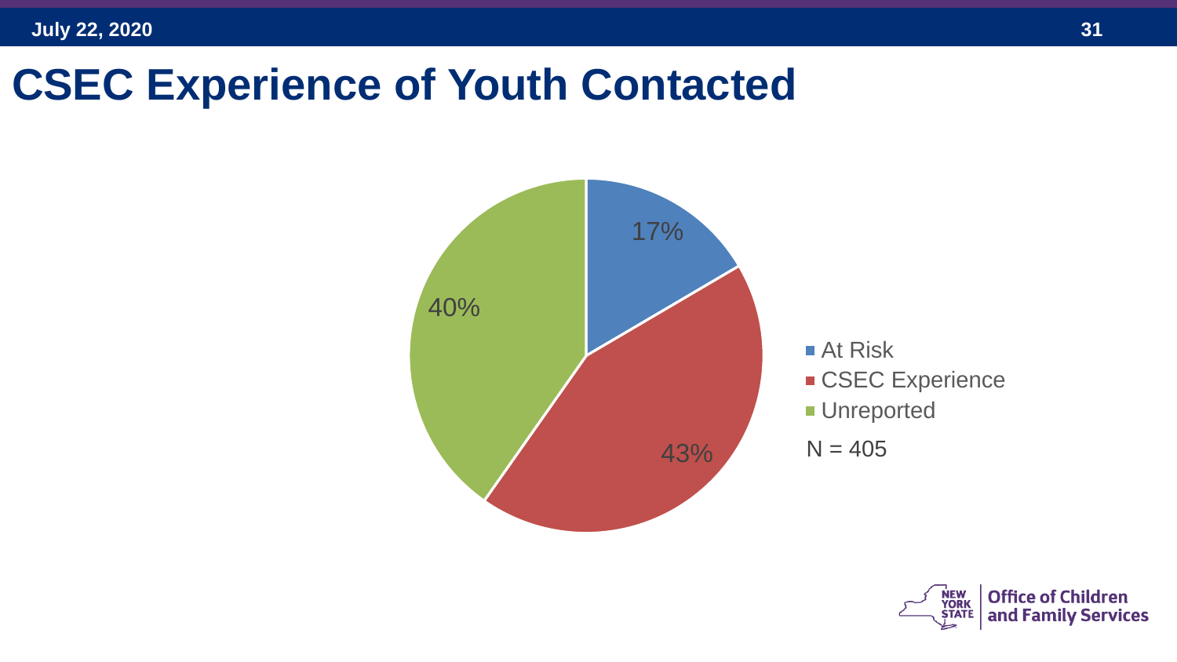# CSEC Experience of Youth Contacted

- At Risk: 17%
- CSEC Experience: 43%
- Unreported: 40%

N = 405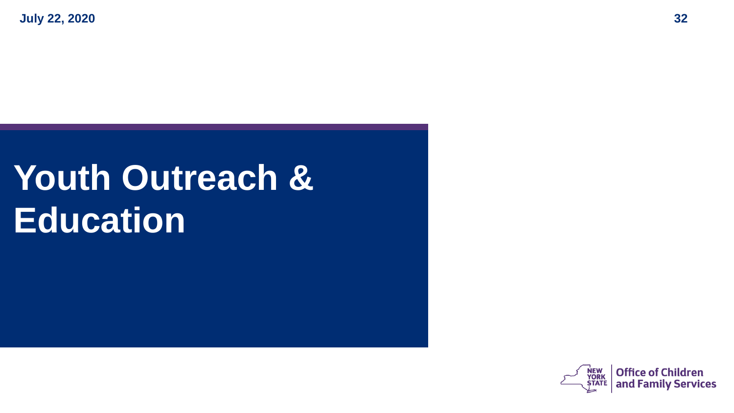# Youth Outreach & Education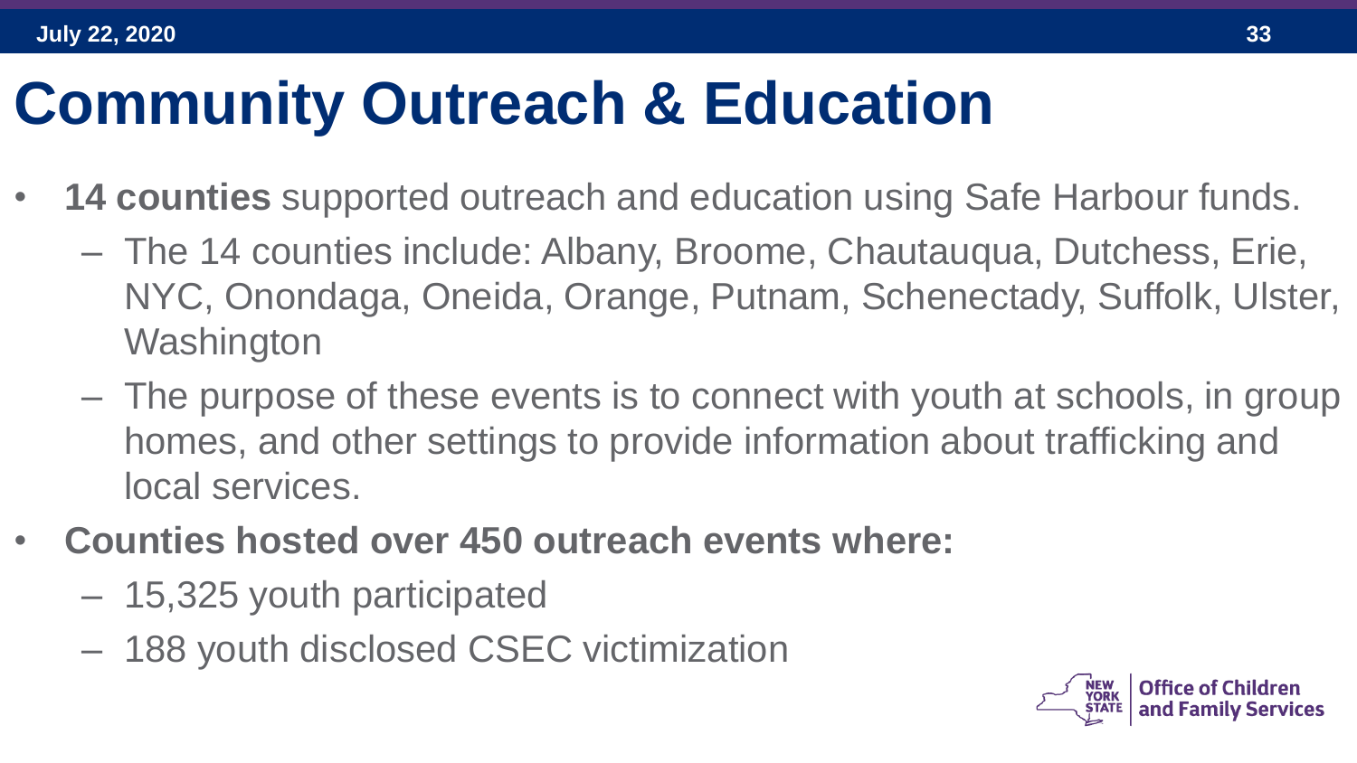# Community Outreach & Education

- **14 counties** supported outreach and education using Safe Harbour funds.
  - The 14 counties include: Albany, Broome, Chautauqua, Dutchess, Erie, NYC, Onondaga, Oneida, Orange, Putnam, Schenectady, Suffolk, Ulster, Washington
  - The purpose of these events is to connect with youth at schools, in group homes, and other settings to provide information about trafficking and local services.
- **Counties hosted over 450 outreach events where:**
  - 15,325 youth participated
  - 188 youth disclosed CSEC victimization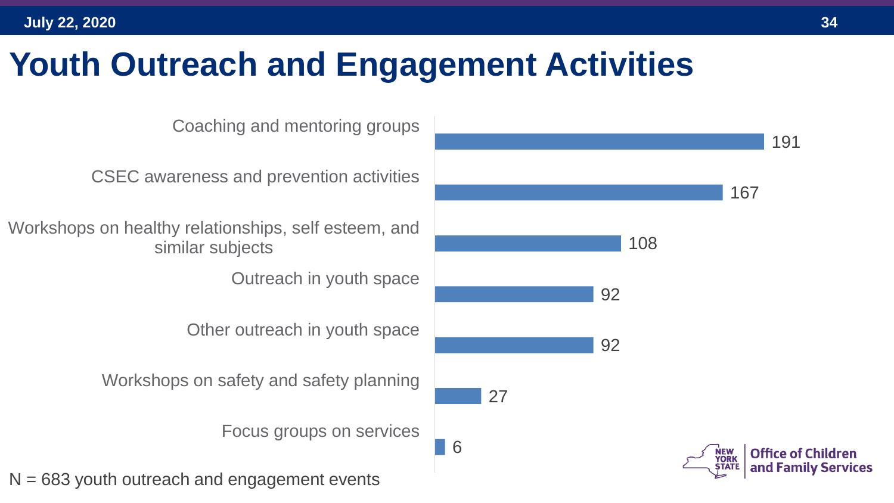# Youth Outreach and Engagement Activities

| Activity | Count |
|---|---|
| Coaching and mentoring groups | 191 |
| CSEC awareness and prevention activities | 167 |
| Workshops on healthy relationships, self esteem, and similar subjects | 108 |
| Outreach in youth space | 92 |
| Other outreach in youth space | 92 |
| Workshops on safety and safety planning | 27 |
| Focus groups on services | 6 |

N = 683 youth outreach and engagement events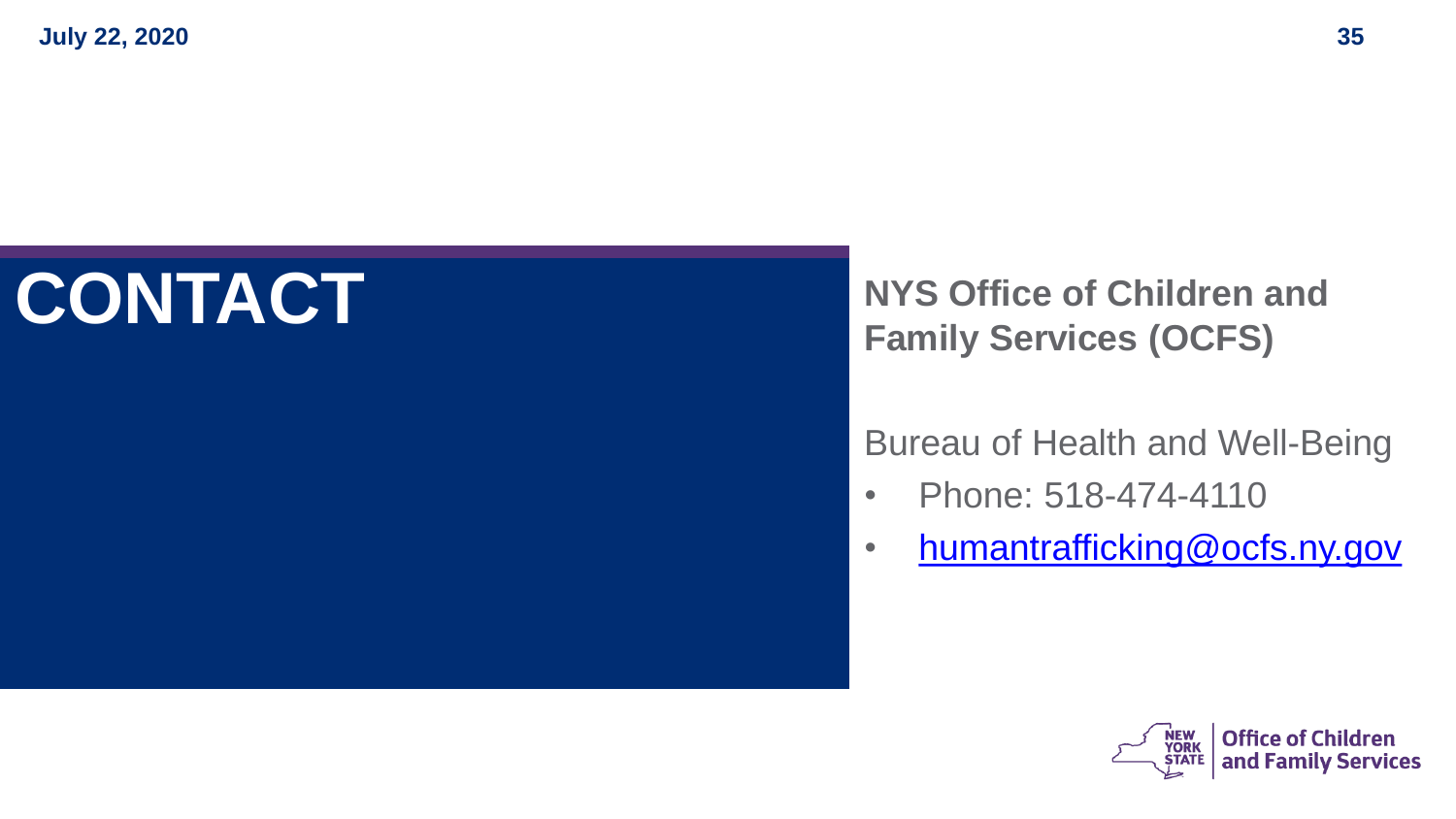# CONTACT

**NYS Office of Children and Family Services (OCFS)**

Bureau of Health and Well-Being

- Phone: 518-474-4110
- humantrafficking@ocfs.ny.gov